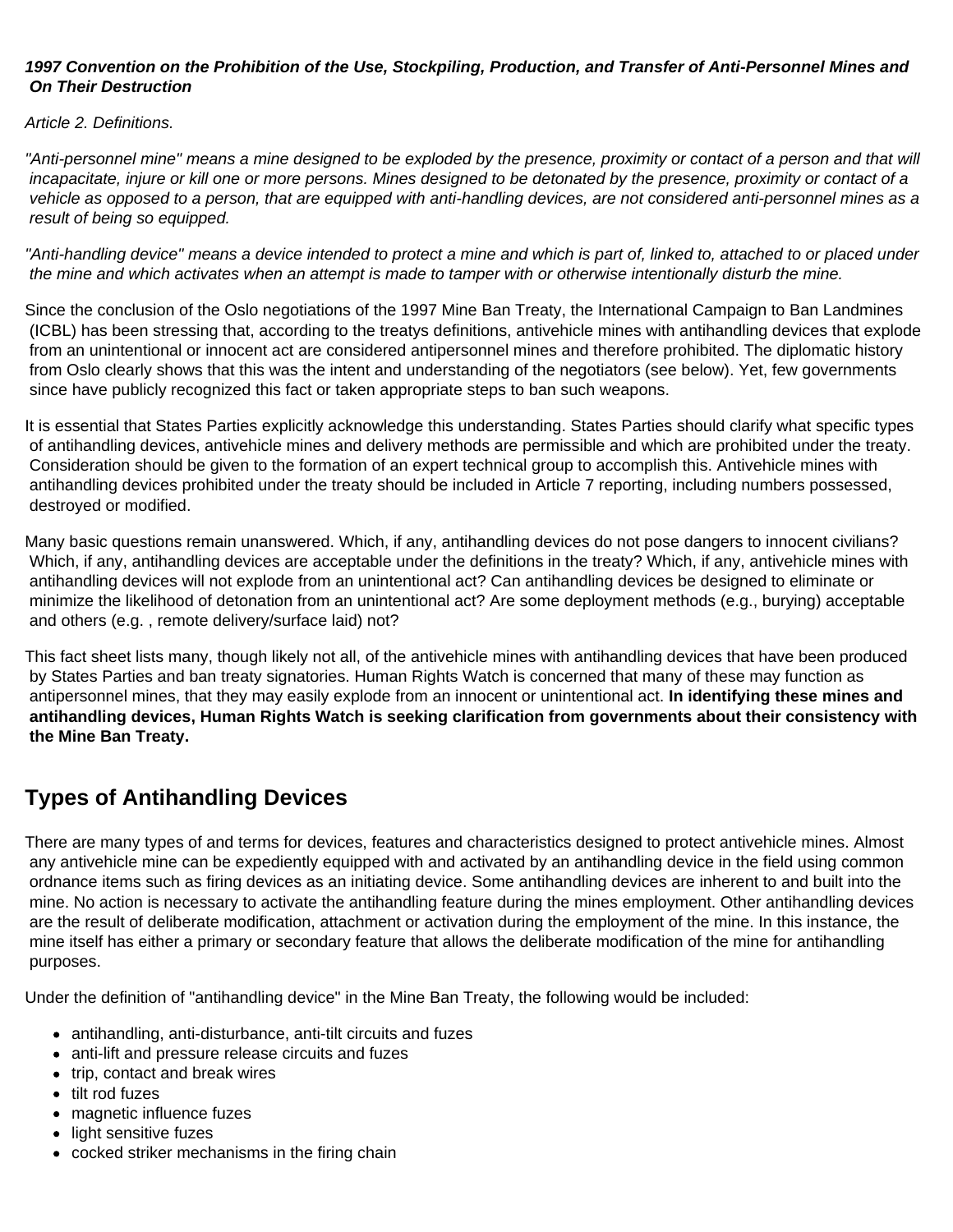***1997 Convention on the Prohibition of the Use, Stockpiling, Production, and Transfer of Anti-Personnel Mines and On Their Destruction***

*Article 2. Definitions.*

*"Anti-personnel mine" means a mine designed to be exploded by the presence, proximity or contact of a person and that will incapacitate, injure or kill one or more persons. Mines designed to be detonated by the presence, proximity or contact of a vehicle as opposed to a person, that are equipped with anti-handling devices, are not considered anti-personnel mines as a result of being so equipped.*

*"Anti-handling device" means a device intended to protect a mine and which is part of, linked to, attached to or placed under the mine and which activates when an attempt is made to tamper with or otherwise intentionally disturb the mine.*

Since the conclusion of the Oslo negotiations of the 1997 Mine Ban Treaty, the International Campaign to Ban Landmines (ICBL) has been stressing that, according to the treatys definitions, antivehicle mines with antihandling devices that explode from an unintentional or innocent act are considered antipersonnel mines and therefore prohibited. The diplomatic history from Oslo clearly shows that this was the intent and understanding of the negotiators (see below). Yet, few governments since have publicly recognized this fact or taken appropriate steps to ban such weapons.

It is essential that States Parties explicitly acknowledge this understanding. States Parties should clarify what specific types of antihandling devices, antivehicle mines and delivery methods are permissible and which are prohibited under the treaty. Consideration should be given to the formation of an expert technical group to accomplish this. Antivehicle mines with antihandling devices prohibited under the treaty should be included in Article 7 reporting, including numbers possessed, destroyed or modified.

Many basic questions remain unanswered. Which, if any, antihandling devices do not pose dangers to innocent civilians? Which, if any, antihandling devices are acceptable under the definitions in the treaty? Which, if any, antivehicle mines with antihandling devices will not explode from an unintentional act? Can antihandling devices be designed to eliminate or minimize the likelihood of detonation from an unintentional act? Are some deployment methods (e.g., burying) acceptable and others (e.g. , remote delivery/surface laid) not?

This fact sheet lists many, though likely not all, of the antivehicle mines with antihandling devices that have been produced by States Parties and ban treaty signatories. Human Rights Watch is concerned that many of these may function as antipersonnel mines, that they may easily explode from an innocent or unintentional act. **In identifying these mines and antihandling devices, Human Rights Watch is seeking clarification from governments about their consistency with the Mine Ban Treaty.**

## Types of Antihandling Devices

There are many types of and terms for devices, features and characteristics designed to protect antivehicle mines. Almost any antivehicle mine can be expediently equipped with and activated by an antihandling device in the field using common ordnance items such as firing devices as an initiating device. Some antihandling devices are inherent to and built into the mine. No action is necessary to activate the antihandling feature during the mines employment. Other antihandling devices are the result of deliberate modification, attachment or activation during the employment of the mine. In this instance, the mine itself has either a primary or secondary feature that allows the deliberate modification of the mine for antihandling purposes.

Under the definition of "antihandling device" in the Mine Ban Treaty, the following would be included:

- antihandling, anti-disturbance, anti-tilt circuits and fuzes
- anti-lift and pressure release circuits and fuzes
- trip, contact and break wires
- tilt rod fuzes
- magnetic influence fuzes
- light sensitive fuzes
- cocked striker mechanisms in the firing chain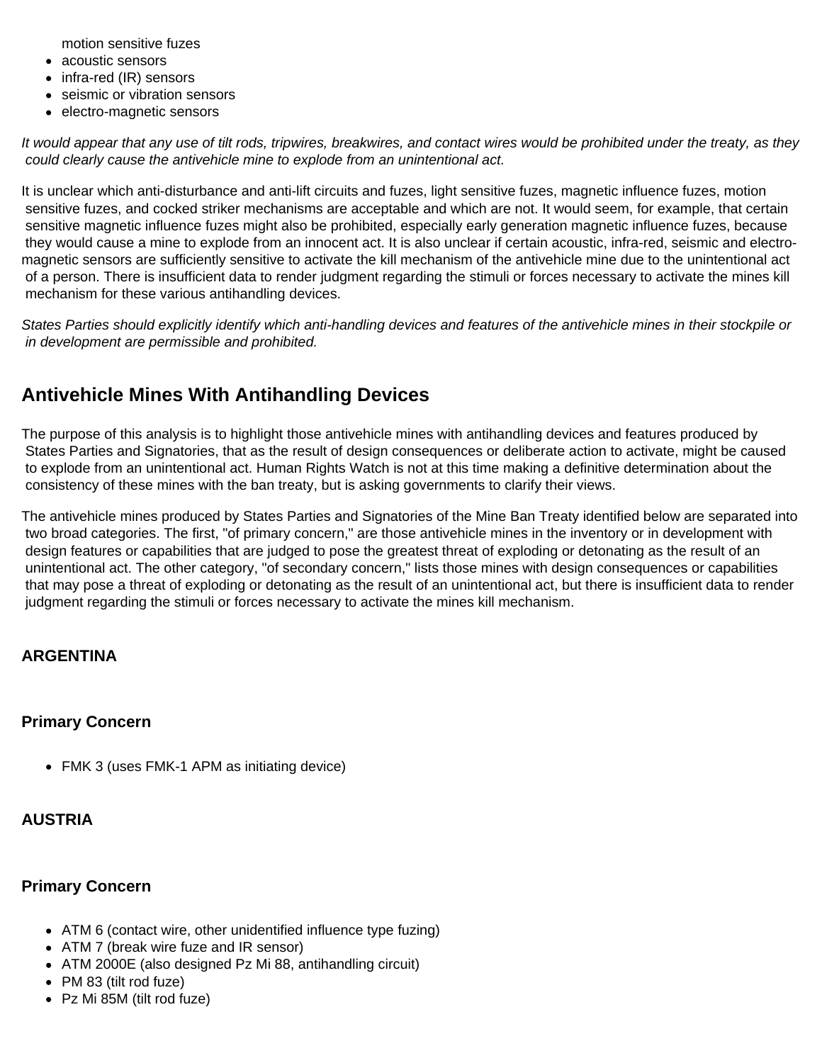- motion sensitive fuzes
- acoustic sensors
- infra-red (IR) sensors
- seismic or vibration sensors
- electro-magnetic sensors

*It would appear that any use of tilt rods, tripwires, breakwires, and contact wires would be prohibited under the treaty, as they could clearly cause the antivehicle mine to explode from an unintentional act.*

It is unclear which anti-disturbance and anti-lift circuits and fuzes, light sensitive fuzes, magnetic influence fuzes, motion sensitive fuzes, and cocked striker mechanisms are acceptable and which are not. It would seem, for example, that certain sensitive magnetic influence fuzes might also be prohibited, especially early generation magnetic influence fuzes, because they would cause a mine to explode from an innocent act. It is also unclear if certain acoustic, infra-red, seismic and electro-magnetic sensors are sufficiently sensitive to activate the kill mechanism of the antivehicle mine due to the unintentional act of a person. There is insufficient data to render judgment regarding the stimuli or forces necessary to activate the mines kill mechanism for these various antihandling devices.

*States Parties should explicitly identify which anti-handling devices and features of the antivehicle mines in their stockpile or in development are permissible and prohibited.*

## Antivehicle Mines With Antihandling Devices

The purpose of this analysis is to highlight those antivehicle mines with antihandling devices and features produced by States Parties and Signatories, that as the result of design consequences or deliberate action to activate, might be caused to explode from an unintentional act. Human Rights Watch is not at this time making a definitive determination about the consistency of these mines with the ban treaty, but is asking governments to clarify their views.

The antivehicle mines produced by States Parties and Signatories of the Mine Ban Treaty identified below are separated into two broad categories. The first, "of primary concern," are those antivehicle mines in the inventory or in development with design features or capabilities that are judged to pose the greatest threat of exploding or detonating as the result of an unintentional act. The other category, "of secondary concern," lists those mines with design consequences or capabilities that may pose a threat of exploding or detonating as the result of an unintentional act, but there is insufficient data to render judgment regarding the stimuli or forces necessary to activate the mines kill mechanism.

### ARGENTINA

#### Primary Concern

- FMK 3 (uses FMK-1 APM as initiating device)

### AUSTRIA

#### Primary Concern

- ATM 6 (contact wire, other unidentified influence type fuzing)
- ATM 7 (break wire fuze and IR sensor)
- ATM 2000E (also designed Pz Mi 88, antihandling circuit)
- PM 83 (tilt rod fuze)
- Pz Mi 85M (tilt rod fuze)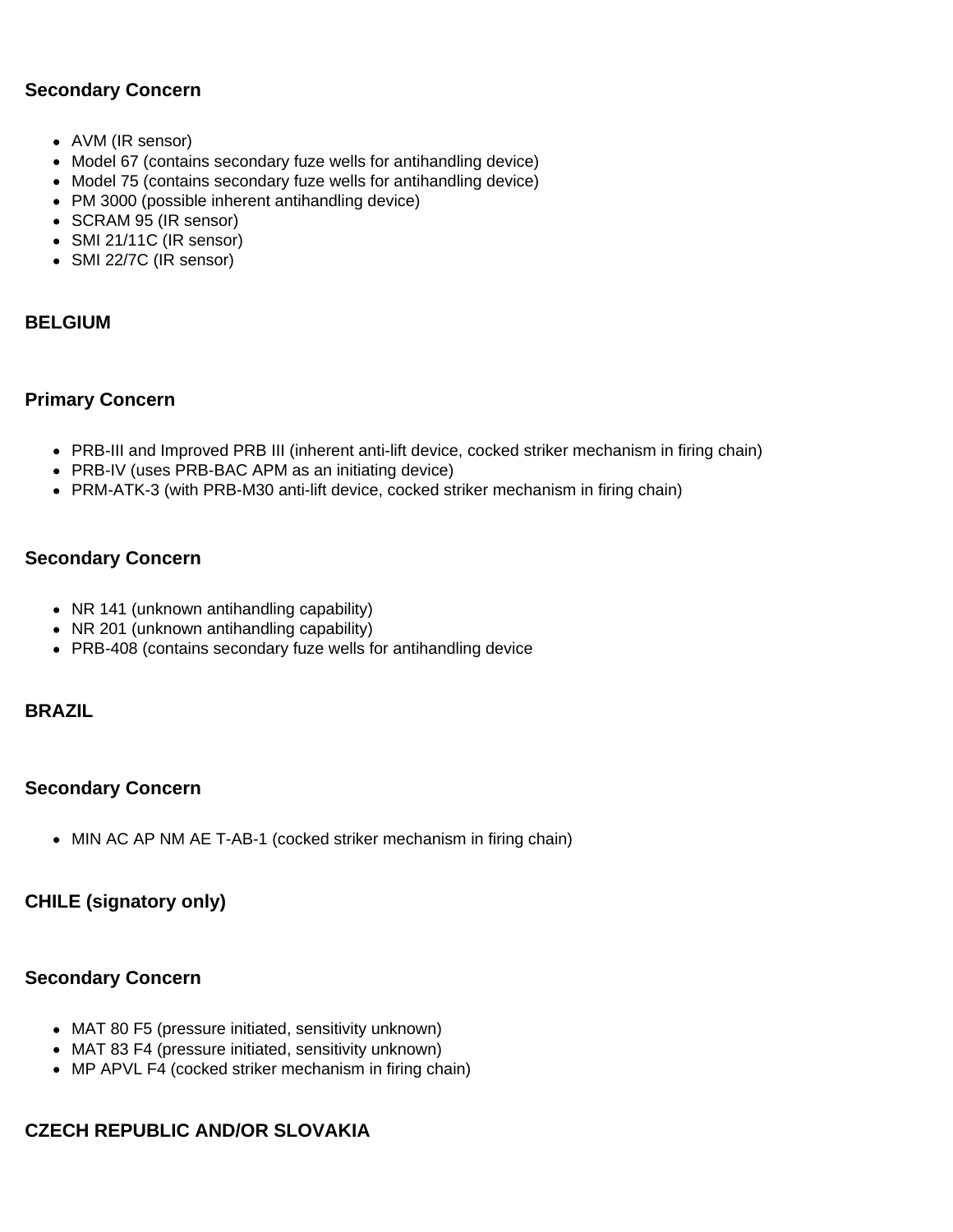### Secondary Concern

- AVM (IR sensor)
- Model 67 (contains secondary fuze wells for antihandling device)
- Model 75 (contains secondary fuze wells for antihandling device)
- PM 3000 (possible inherent antihandling device)
- SCRAM 95 (IR sensor)
- SMI 21/11C (IR sensor)
- SMI 22/7C (IR sensor)

## BELGIUM

### Primary Concern

- PRB-III and Improved PRB III (inherent anti-lift device, cocked striker mechanism in firing chain)
- PRB-IV (uses PRB-BAC APM as an initiating device)
- PRM-ATK-3 (with PRB-M30 anti-lift device, cocked striker mechanism in firing chain)

### Secondary Concern

- NR 141 (unknown antihandling capability)
- NR 201 (unknown antihandling capability)
- PRB-408 (contains secondary fuze wells for antihandling device

## BRAZIL

### Secondary Concern

- MIN AC AP NM AE T-AB-1 (cocked striker mechanism in firing chain)

## CHILE (signatory only)

### Secondary Concern

- MAT 80 F5 (pressure initiated, sensitivity unknown)
- MAT 83 F4 (pressure initiated, sensitivity unknown)
- MP APVL F4 (cocked striker mechanism in firing chain)

## CZECH REPUBLIC AND/OR SLOVAKIA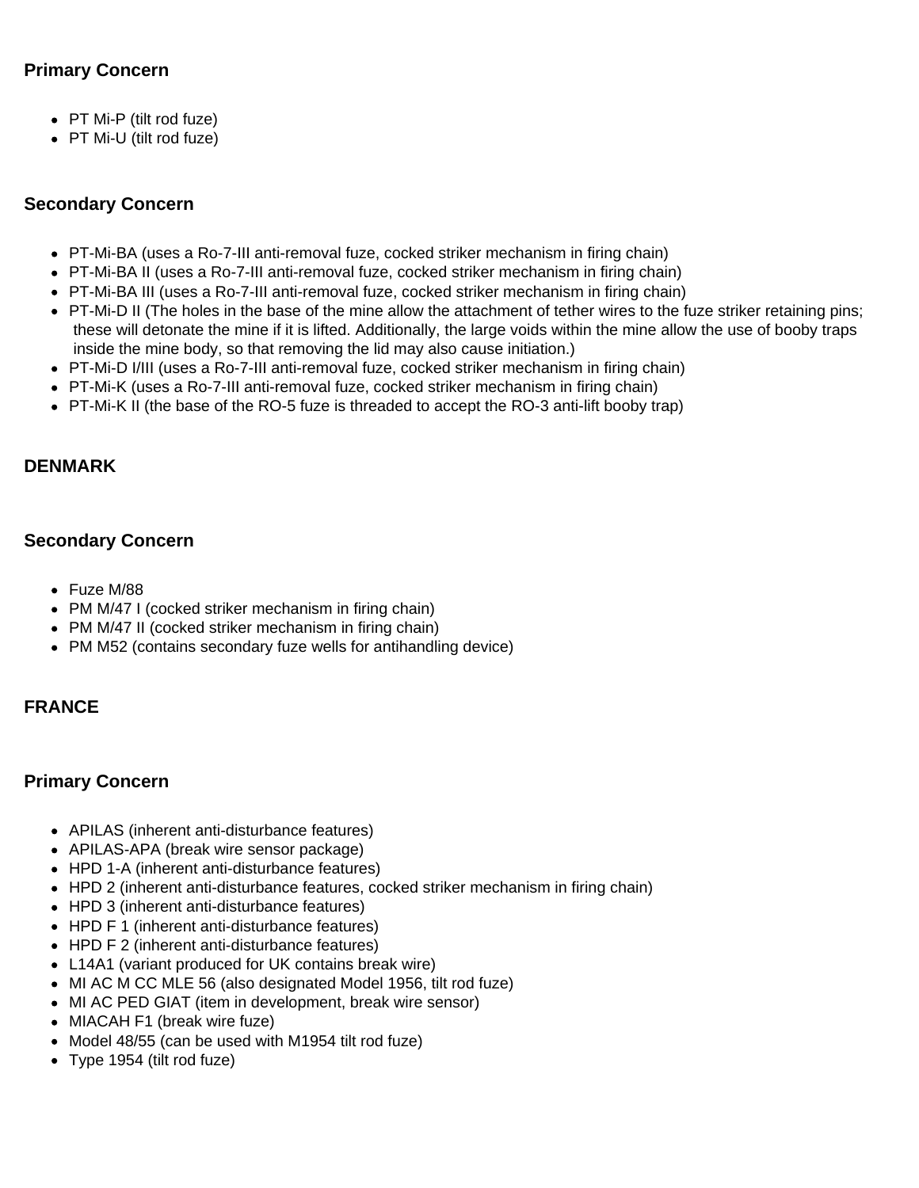### Primary Concern

- PT Mi-P (tilt rod fuze)
- PT Mi-U (tilt rod fuze)

### Secondary Concern

- PT-Mi-BA (uses a Ro-7-III anti-removal fuze, cocked striker mechanism in firing chain)
- PT-Mi-BA II (uses a Ro-7-III anti-removal fuze, cocked striker mechanism in firing chain)
- PT-Mi-BA III (uses a Ro-7-III anti-removal fuze, cocked striker mechanism in firing chain)
- PT-Mi-D II (The holes in the base of the mine allow the attachment of tether wires to the fuze striker retaining pins; these will detonate the mine if it is lifted. Additionally, the large voids within the mine allow the use of booby traps inside the mine body, so that removing the lid may also cause initiation.)
- PT-Mi-D I/III (uses a Ro-7-III anti-removal fuze, cocked striker mechanism in firing chain)
- PT-Mi-K (uses a Ro-7-III anti-removal fuze, cocked striker mechanism in firing chain)
- PT-Mi-K II (the base of the RO-5 fuze is threaded to accept the RO-3 anti-lift booby trap)

## DENMARK

### Secondary Concern

- Fuze M/88
- PM M/47 I (cocked striker mechanism in firing chain)
- PM M/47 II (cocked striker mechanism in firing chain)
- PM M52 (contains secondary fuze wells for antihandling device)

## FRANCE

### Primary Concern

- APILAS (inherent anti-disturbance features)
- APILAS-APA (break wire sensor package)
- HPD 1-A (inherent anti-disturbance features)
- HPD 2 (inherent anti-disturbance features, cocked striker mechanism in firing chain)
- HPD 3 (inherent anti-disturbance features)
- HPD F 1 (inherent anti-disturbance features)
- HPD F 2 (inherent anti-disturbance features)
- L14A1 (variant produced for UK contains break wire)
- MI AC M CC MLE 56 (also designated Model 1956, tilt rod fuze)
- MI AC PED GIAT (item in development, break wire sensor)
- MIACAH F1 (break wire fuze)
- Model 48/55 (can be used with M1954 tilt rod fuze)
- Type 1954 (tilt rod fuze)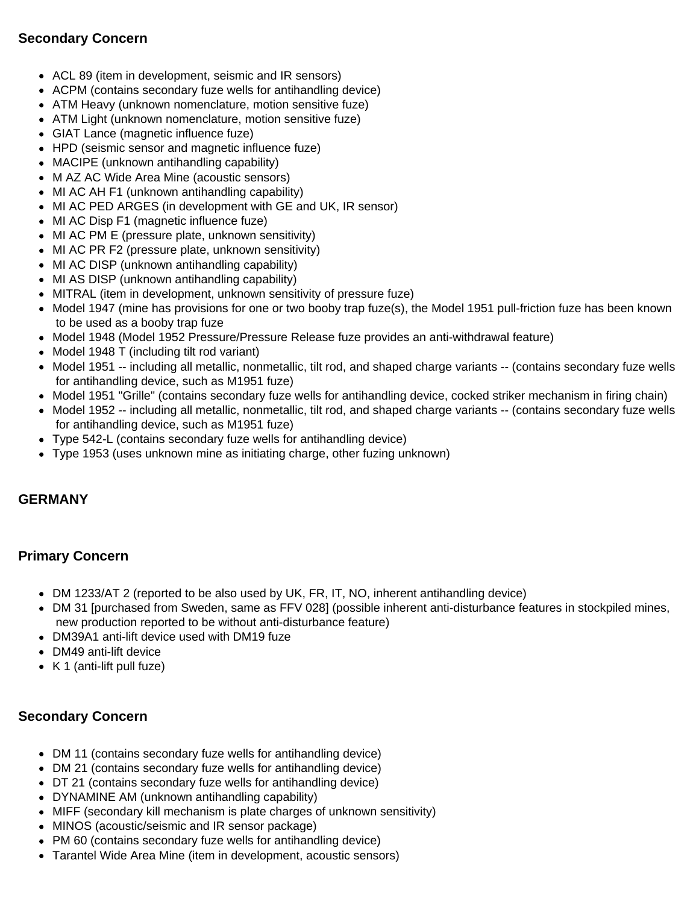### Secondary Concern

- ACL 89 (item in development, seismic and IR sensors)
- ACPM (contains secondary fuze wells for antihandling device)
- ATM Heavy (unknown nomenclature, motion sensitive fuze)
- ATM Light (unknown nomenclature, motion sensitive fuze)
- GIAT Lance (magnetic influence fuze)
- HPD (seismic sensor and magnetic influence fuze)
- MACIPE (unknown antihandling capability)
- M AZ AC Wide Area Mine (acoustic sensors)
- MI AC AH F1 (unknown antihandling capability)
- MI AC PED ARGES (in development with GE and UK, IR sensor)
- MI AC Disp F1 (magnetic influence fuze)
- MI AC PM E (pressure plate, unknown sensitivity)
- MI AC PR F2 (pressure plate, unknown sensitivity)
- MI AC DISP (unknown antihandling capability)
- MI AS DISP (unknown antihandling capability)
- MITRAL (item in development, unknown sensitivity of pressure fuze)
- Model 1947 (mine has provisions for one or two booby trap fuze(s), the Model 1951 pull-friction fuze has been known to be used as a booby trap fuze
- Model 1948 (Model 1952 Pressure/Pressure Release fuze provides an anti-withdrawal feature)
- Model 1948 T (including tilt rod variant)
- Model 1951 -- including all metallic, nonmetallic, tilt rod, and shaped charge variants -- (contains secondary fuze wells for antihandling device, such as M1951 fuze)
- Model 1951 "Grille" (contains secondary fuze wells for antihandling device, cocked striker mechanism in firing chain)
- Model 1952 -- including all metallic, nonmetallic, tilt rod, and shaped charge variants -- (contains secondary fuze wells for antihandling device, such as M1951 fuze)
- Type 542-L (contains secondary fuze wells for antihandling device)
- Type 1953 (uses unknown mine as initiating charge, other fuzing unknown)

## GERMANY

### Primary Concern

- DM 1233/AT 2 (reported to be also used by UK, FR, IT, NO, inherent antihandling device)
- DM 31 [purchased from Sweden, same as FFV 028] (possible inherent anti-disturbance features in stockpiled mines, new production reported to be without anti-disturbance feature)
- DM39A1 anti-lift device used with DM19 fuze
- DM49 anti-lift device
- K 1 (anti-lift pull fuze)

### Secondary Concern

- DM 11 (contains secondary fuze wells for antihandling device)
- DM 21 (contains secondary fuze wells for antihandling device)
- DT 21 (contains secondary fuze wells for antihandling device)
- DYNAMINE AM (unknown antihandling capability)
- MIFF (secondary kill mechanism is plate charges of unknown sensitivity)
- MINOS (acoustic/seismic and IR sensor package)
- PM 60 (contains secondary fuze wells for antihandling device)
- Tarantel Wide Area Mine (item in development, acoustic sensors)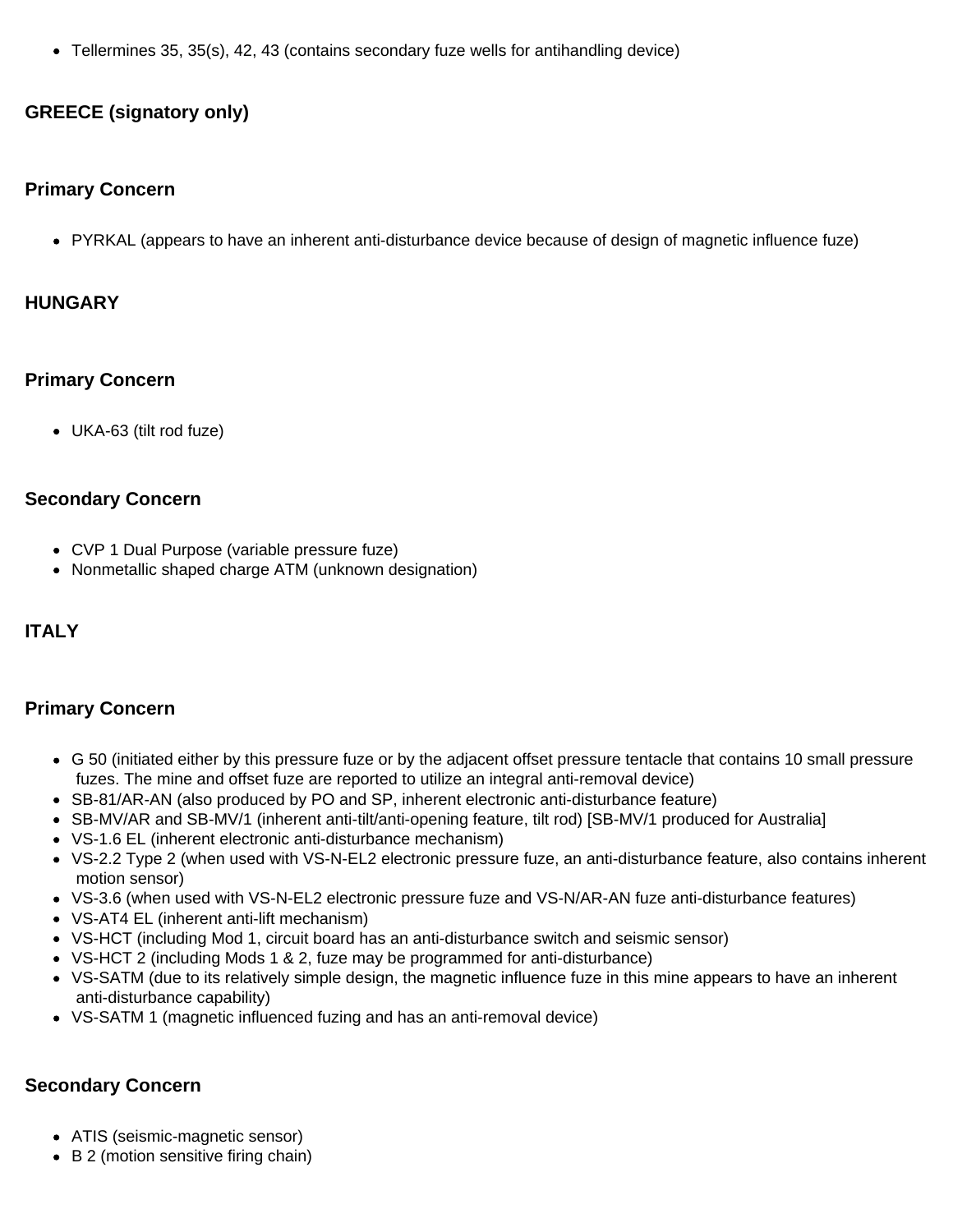- Tellermines 35, 35(s), 42, 43 (contains secondary fuze wells for antihandling device)

### GREECE (signatory only)

#### Primary Concern

- PYRKAL (appears to have an inherent anti-disturbance device because of design of magnetic influence fuze)

### HUNGARY

#### Primary Concern

- UKA-63 (tilt rod fuze)

#### Secondary Concern

- CVP 1 Dual Purpose (variable pressure fuze)
- Nonmetallic shaped charge ATM (unknown designation)

### ITALY

#### Primary Concern

- G 50 (initiated either by this pressure fuze or by the adjacent offset pressure tentacle that contains 10 small pressure fuzes. The mine and offset fuze are reported to utilize an integral anti-removal device)
- SB-81/AR-AN (also produced by PO and SP, inherent electronic anti-disturbance feature)
- SB-MV/AR and SB-MV/1 (inherent anti-tilt/anti-opening feature, tilt rod) [SB-MV/1 produced for Australia]
- VS-1.6 EL (inherent electronic anti-disturbance mechanism)
- VS-2.2 Type 2 (when used with VS-N-EL2 electronic pressure fuze, an anti-disturbance feature, also contains inherent motion sensor)
- VS-3.6 (when used with VS-N-EL2 electronic pressure fuze and VS-N/AR-AN fuze anti-disturbance features)
- VS-AT4 EL (inherent anti-lift mechanism)
- VS-HCT (including Mod 1, circuit board has an anti-disturbance switch and seismic sensor)
- VS-HCT 2 (including Mods 1 & 2, fuze may be programmed for anti-disturbance)
- VS-SATM (due to its relatively simple design, the magnetic influence fuze in this mine appears to have an inherent anti-disturbance capability)
- VS-SATM 1 (magnetic influenced fuzing and has an anti-removal device)

#### Secondary Concern

- ATIS (seismic-magnetic sensor)
- B 2 (motion sensitive firing chain)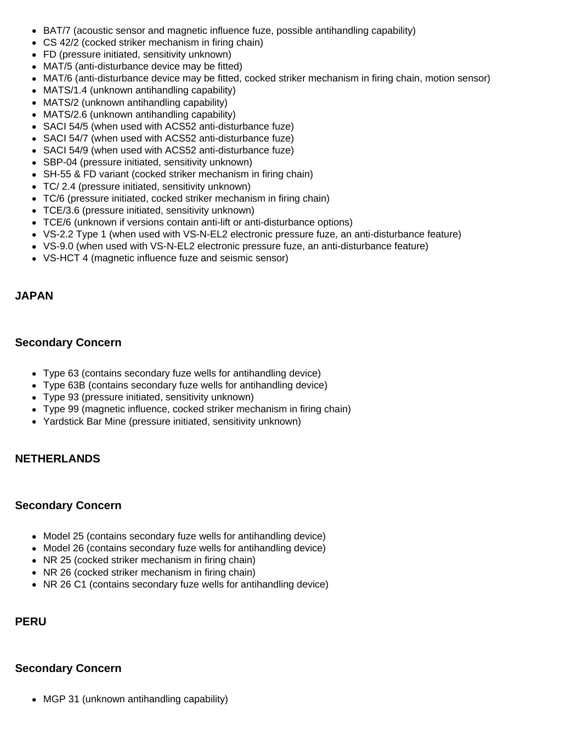- BAT/7 (acoustic sensor and magnetic influence fuze, possible antihandling capability)
- CS 42/2 (cocked striker mechanism in firing chain)
- FD (pressure initiated, sensitivity unknown)
- MAT/5 (anti-disturbance device may be fitted)
- MAT/6 (anti-disturbance device may be fitted, cocked striker mechanism in firing chain, motion sensor)
- MATS/1.4 (unknown antihandling capability)
- MATS/2 (unknown antihandling capability)
- MATS/2.6 (unknown antihandling capability)
- SACI 54/5 (when used with ACS52 anti-disturbance fuze)
- SACI 54/7 (when used with ACS52 anti-disturbance fuze)
- SACI 54/9 (when used with ACS52 anti-disturbance fuze)
- SBP-04 (pressure initiated, sensitivity unknown)
- SH-55 & FD variant (cocked striker mechanism in firing chain)
- TC/ 2.4 (pressure initiated, sensitivity unknown)
- TC/6 (pressure initiated, cocked striker mechanism in firing chain)
- TCE/3.6 (pressure initiated, sensitivity unknown)
- TCE/6 (unknown if versions contain anti-lift or anti-disturbance options)
- VS-2.2 Type 1 (when used with VS-N-EL2 electronic pressure fuze, an anti-disturbance feature)
- VS-9.0 (when used with VS-N-EL2 electronic pressure fuze, an anti-disturbance feature)
- VS-HCT 4 (magnetic influence fuze and seismic sensor)

### JAPAN

#### Secondary Concern

- Type 63 (contains secondary fuze wells for antihandling device)
- Type 63B (contains secondary fuze wells for antihandling device)
- Type 93 (pressure initiated, sensitivity unknown)
- Type 99 (magnetic influence, cocked striker mechanism in firing chain)
- Yardstick Bar Mine (pressure initiated, sensitivity unknown)

### NETHERLANDS

#### Secondary Concern

- Model 25 (contains secondary fuze wells for antihandling device)
- Model 26 (contains secondary fuze wells for antihandling device)
- NR 25 (cocked striker mechanism in firing chain)
- NR 26 (cocked striker mechanism in firing chain)
- NR 26 C1 (contains secondary fuze wells for antihandling device)

### PERU

#### Secondary Concern

- MGP 31 (unknown antihandling capability)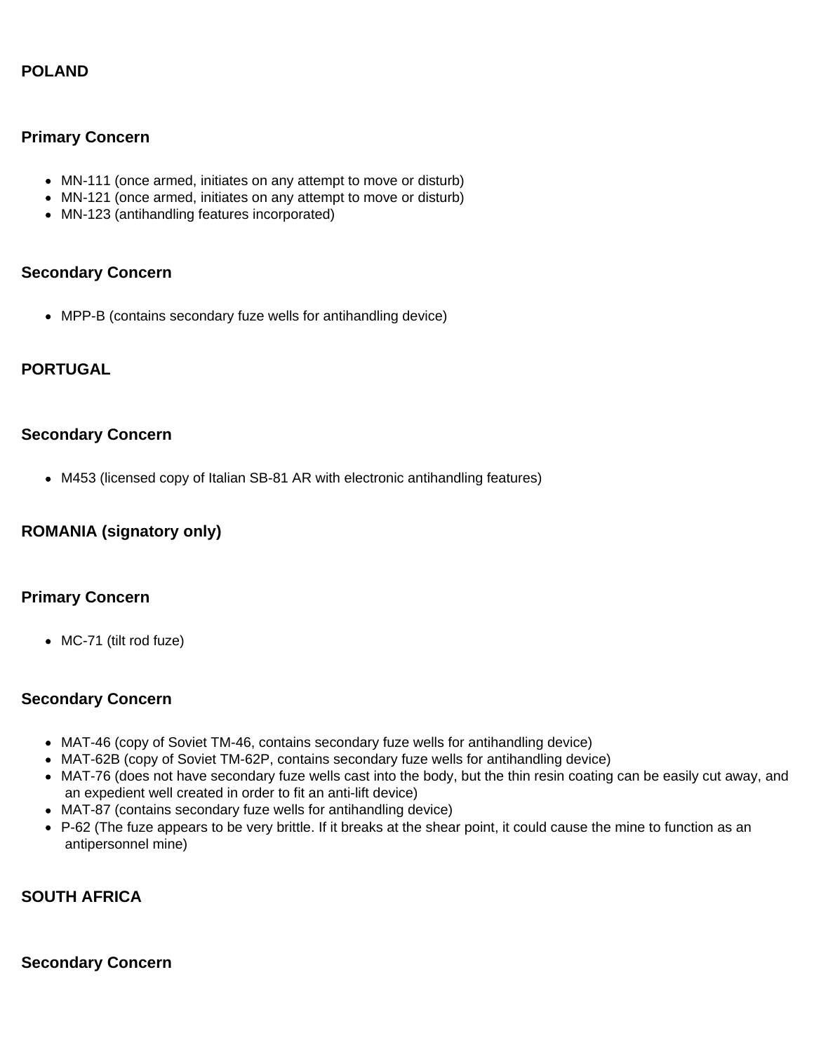**POLAND**

**Primary Concern**

- MN-111 (once armed, initiates on any attempt to move or disturb)
- MN-121 (once armed, initiates on any attempt to move or disturb)
- MN-123 (antihandling features incorporated)

**Secondary Concern**

- MPP-B (contains secondary fuze wells for antihandling device)

**PORTUGAL**

**Secondary Concern**

- M453 (licensed copy of Italian SB-81 AR with electronic antihandling features)

**ROMANIA (signatory only)**

**Primary Concern**

- MC-71 (tilt rod fuze)

**Secondary Concern**

- MAT-46 (copy of Soviet TM-46, contains secondary fuze wells for antihandling device)
- MAT-62B (copy of Soviet TM-62P, contains secondary fuze wells for antihandling device)
- MAT-76 (does not have secondary fuze wells cast into the body, but the thin resin coating can be easily cut away, and an expedient well created in order to fit an anti-lift device)
- MAT-87 (contains secondary fuze wells for antihandling device)
- P-62 (The fuze appears to be very brittle. If it breaks at the shear point, it could cause the mine to function as an antipersonnel mine)

**SOUTH AFRICA**

**Secondary Concern**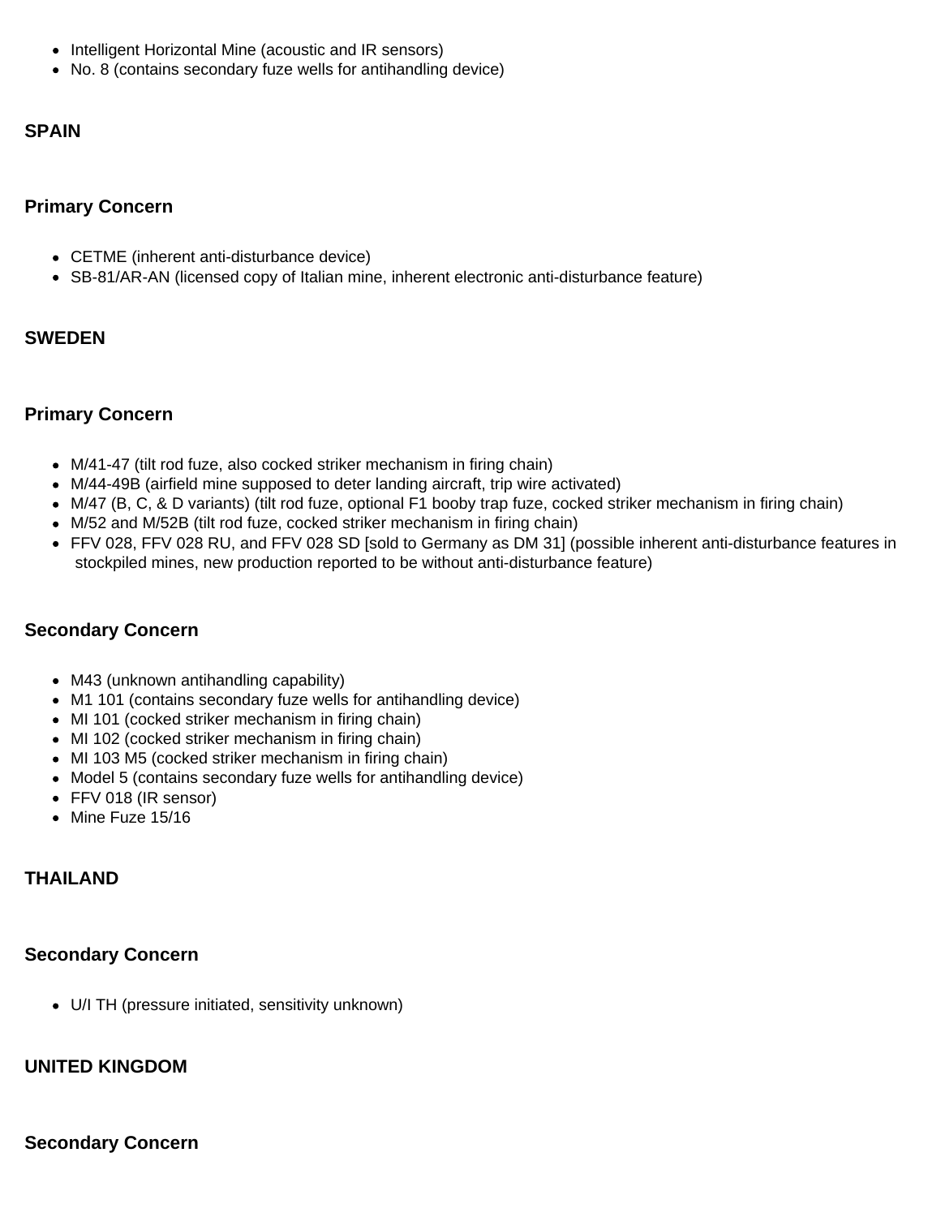- Intelligent Horizontal Mine (acoustic and IR sensors)
- No. 8 (contains secondary fuze wells for antihandling device)

**SPAIN**

**Primary Concern**

- CETME (inherent anti-disturbance device)
- SB-81/AR-AN (licensed copy of Italian mine, inherent electronic anti-disturbance feature)

**SWEDEN**

**Primary Concern**

- M/41-47 (tilt rod fuze, also cocked striker mechanism in firing chain)
- M/44-49B (airfield mine supposed to deter landing aircraft, trip wire activated)
- M/47 (B, C, & D variants) (tilt rod fuze, optional F1 booby trap fuze, cocked striker mechanism in firing chain)
- M/52 and M/52B (tilt rod fuze, cocked striker mechanism in firing chain)
- FFV 028, FFV 028 RU, and FFV 028 SD [sold to Germany as DM 31] (possible inherent anti-disturbance features in stockpiled mines, new production reported to be without anti-disturbance feature)

**Secondary Concern**

- M43 (unknown antihandling capability)
- M1 101 (contains secondary fuze wells for antihandling device)
- MI 101 (cocked striker mechanism in firing chain)
- MI 102 (cocked striker mechanism in firing chain)
- MI 103 M5 (cocked striker mechanism in firing chain)
- Model 5 (contains secondary fuze wells for antihandling device)
- FFV 018 (IR sensor)
- Mine Fuze 15/16

**THAILAND**

**Secondary Concern**

- U/I TH (pressure initiated, sensitivity unknown)

**UNITED KINGDOM**

**Secondary Concern**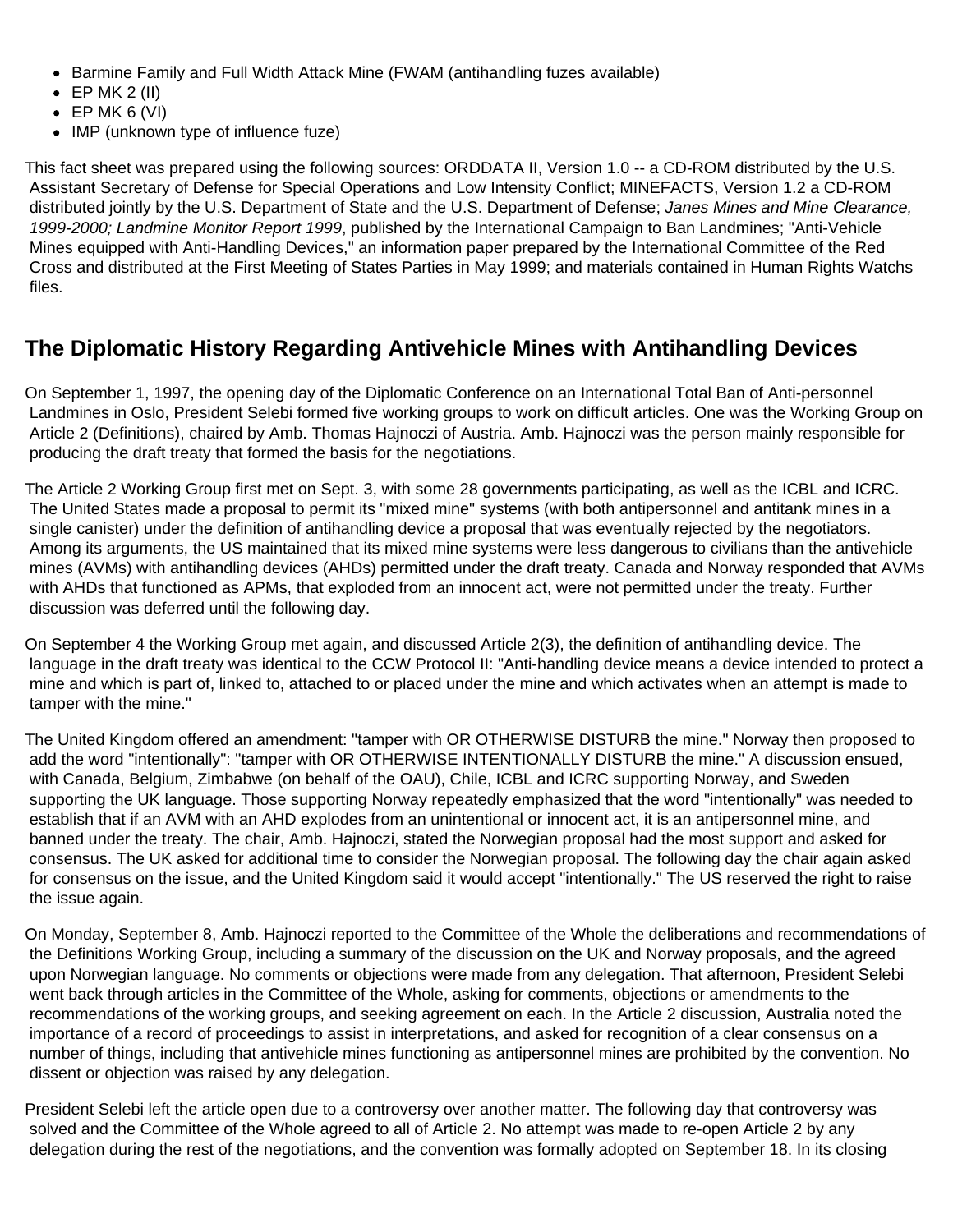- Barmine Family and Full Width Attack Mine (FWAM (antihandling fuzes available)
- EP MK 2 (II)
- EP MK 6 (VI)
- IMP (unknown type of influence fuze)

This fact sheet was prepared using the following sources: ORDDATA II, Version 1.0 -- a CD-ROM distributed by the U.S. Assistant Secretary of Defense for Special Operations and Low Intensity Conflict; MINEFACTS, Version 1.2 a CD-ROM distributed jointly by the U.S. Department of State and the U.S. Department of Defense; *Janes Mines and Mine Clearance, 1999-2000; Landmine Monitor Report 1999*, published by the International Campaign to Ban Landmines; "Anti-Vehicle Mines equipped with Anti-Handling Devices," an information paper prepared by the International Committee of the Red Cross and distributed at the First Meeting of States Parties in May 1999; and materials contained in Human Rights Watchs files.

## The Diplomatic History Regarding Antivehicle Mines with Antihandling Devices

On September 1, 1997, the opening day of the Diplomatic Conference on an International Total Ban of Anti-personnel Landmines in Oslo, President Selebi formed five working groups to work on difficult articles. One was the Working Group on Article 2 (Definitions), chaired by Amb. Thomas Hajnoczi of Austria. Amb. Hajnoczi was the person mainly responsible for producing the draft treaty that formed the basis for the negotiations.

The Article 2 Working Group first met on Sept. 3, with some 28 governments participating, as well as the ICBL and ICRC. The United States made a proposal to permit its "mixed mine" systems (with both antipersonnel and antitank mines in a single canister) under the definition of antihandling device a proposal that was eventually rejected by the negotiators. Among its arguments, the US maintained that its mixed mine systems were less dangerous to civilians than the antivehicle mines (AVMs) with antihandling devices (AHDs) permitted under the draft treaty. Canada and Norway responded that AVMs with AHDs that functioned as APMs, that exploded from an innocent act, were not permitted under the treaty. Further discussion was deferred until the following day.

On September 4 the Working Group met again, and discussed Article 2(3), the definition of antihandling device. The language in the draft treaty was identical to the CCW Protocol II: "Anti-handling device means a device intended to protect a mine and which is part of, linked to, attached to or placed under the mine and which activates when an attempt is made to tamper with the mine."

The United Kingdom offered an amendment: "tamper with OR OTHERWISE DISTURB the mine." Norway then proposed to add the word "intentionally": "tamper with OR OTHERWISE INTENTIONALLY DISTURB the mine." A discussion ensued, with Canada, Belgium, Zimbabwe (on behalf of the OAU), Chile, ICBL and ICRC supporting Norway, and Sweden supporting the UK language. Those supporting Norway repeatedly emphasized that the word "intentionally" was needed to establish that if an AVM with an AHD explodes from an unintentional or innocent act, it is an antipersonnel mine, and banned under the treaty. The chair, Amb. Hajnoczi, stated the Norwegian proposal had the most support and asked for consensus. The UK asked for additional time to consider the Norwegian proposal. The following day the chair again asked for consensus on the issue, and the United Kingdom said it would accept "intentionally." The US reserved the right to raise the issue again.

On Monday, September 8, Amb. Hajnoczi reported to the Committee of the Whole the deliberations and recommendations of the Definitions Working Group, including a summary of the discussion on the UK and Norway proposals, and the agreed upon Norwegian language. No comments or objections were made from any delegation. That afternoon, President Selebi went back through articles in the Committee of the Whole, asking for comments, objections or amendments to the recommendations of the working groups, and seeking agreement on each. In the Article 2 discussion, Australia noted the importance of a record of proceedings to assist in interpretations, and asked for recognition of a clear consensus on a number of things, including that antivehicle mines functioning as antipersonnel mines are prohibited by the convention. No dissent or objection was raised by any delegation.

President Selebi left the article open due to a controversy over another matter. The following day that controversy was solved and the Committee of the Whole agreed to all of Article 2. No attempt was made to re-open Article 2 by any delegation during the rest of the negotiations, and the convention was formally adopted on September 18. In its closing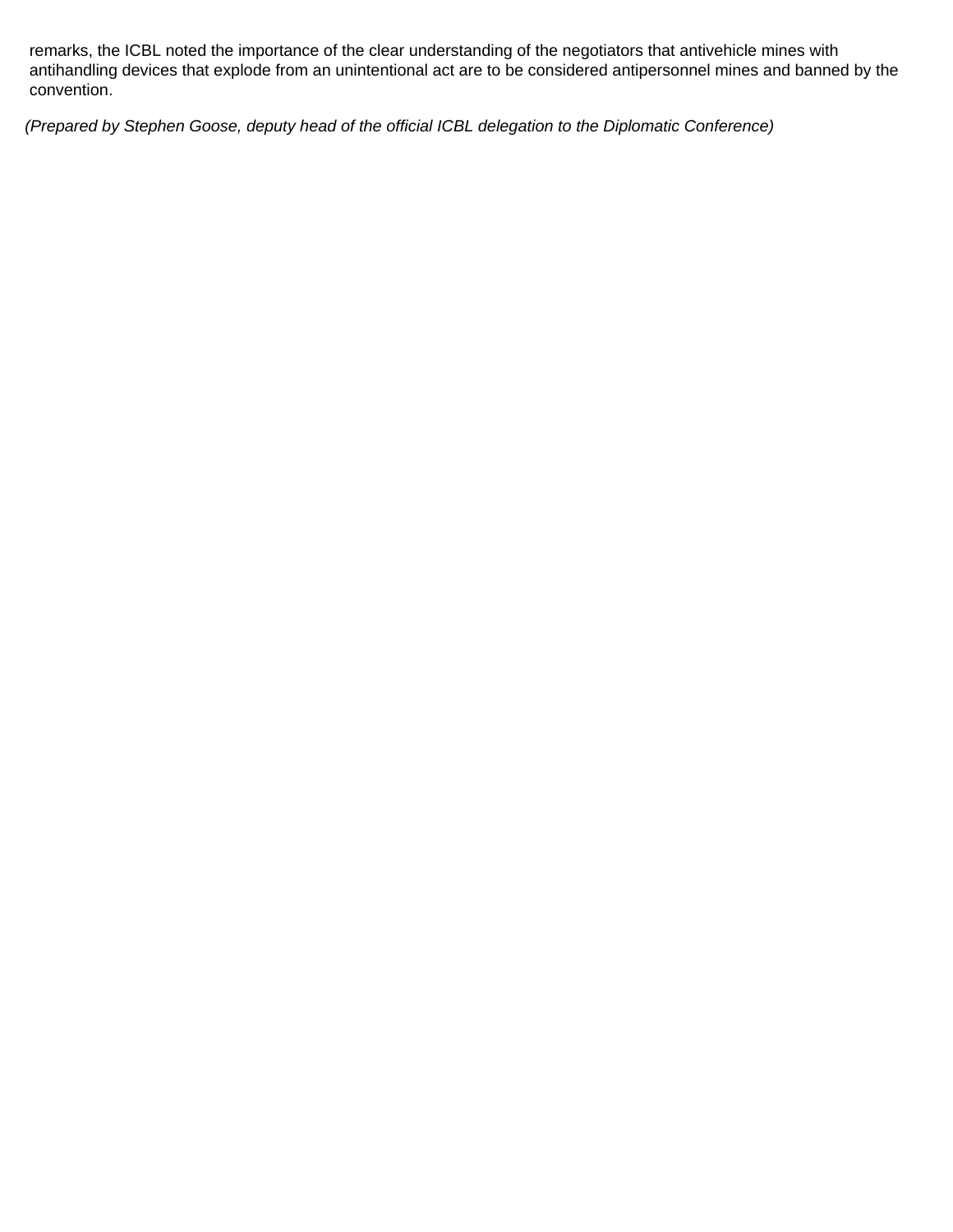remarks, the ICBL noted the importance of the clear understanding of the negotiators that antivehicle mines with antihandling devices that explode from an unintentional act are to be considered antipersonnel mines and banned by the convention.

*(Prepared by Stephen Goose, deputy head of the official ICBL delegation to the Diplomatic Conference)*